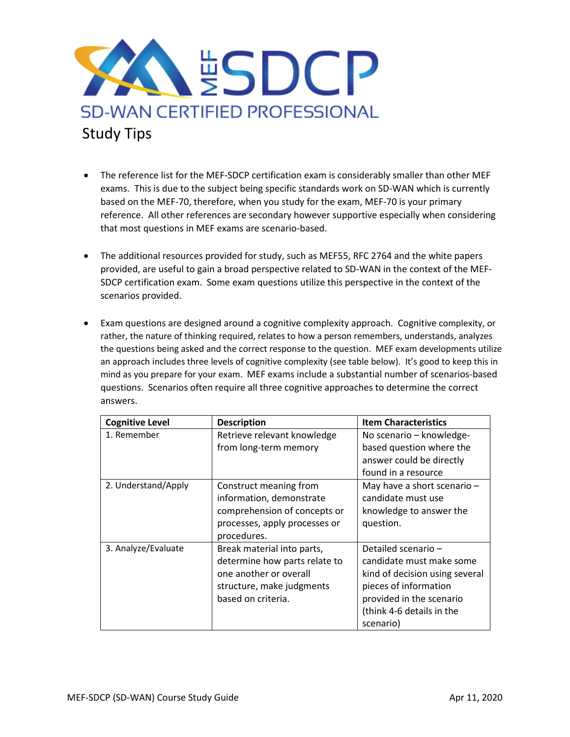# MEF SDCP

## SD-WAN CERTIFIED PROFESSIONAL

## Study Tips

- The reference list for the MEF-SDCP certification exam is considerably smaller than other MEF exams. This is due to the subject being specific standards work on SD-WAN which is currently based on the MEF-70, therefore, when you study for the exam, MEF-70 is your primary reference. All other references are secondary however supportive especially when considering that most questions in MEF exams are scenario-based.

- The additional resources provided for study, such as MEF55, RFC 2764 and the white papers provided, are useful to gain a broad perspective related to SD-WAN in the context of the MEF-SDCP certification exam. Some exam questions utilize this perspective in the context of the scenarios provided.

- Exam questions are designed around a cognitive complexity approach. Cognitive complexity, or rather, the nature of thinking required, relates to how a person remembers, understands, analyzes the questions being asked and the correct response to the question. MEF exam developments utilize an approach includes three levels of cognitive complexity (see table below). It's good to keep this in mind as you prepare for your exam. MEF exams include a substantial number of scenarios-based questions. Scenarios often require all three cognitive approaches to determine the correct answers.

| Cognitive Level | Description | Item Characteristics |
|---|---|---|
| 1. Remember | Retrieve relevant knowledge from long-term memory | No scenario – knowledge-based question where the answer could be directly found in a resource |
| 2. Understand/Apply | Construct meaning from information, demonstrate comprehension of concepts or processes, apply processes or procedures. | May have a short scenario – candidate must use knowledge to answer the question. |
| 3. Analyze/Evaluate | Break material into parts, determine how parts relate to one another or overall structure, make judgments based on criteria. | Detailed scenario – candidate must make some kind of decision using several pieces of information provided in the scenario (think 4-6 details in the scenario) |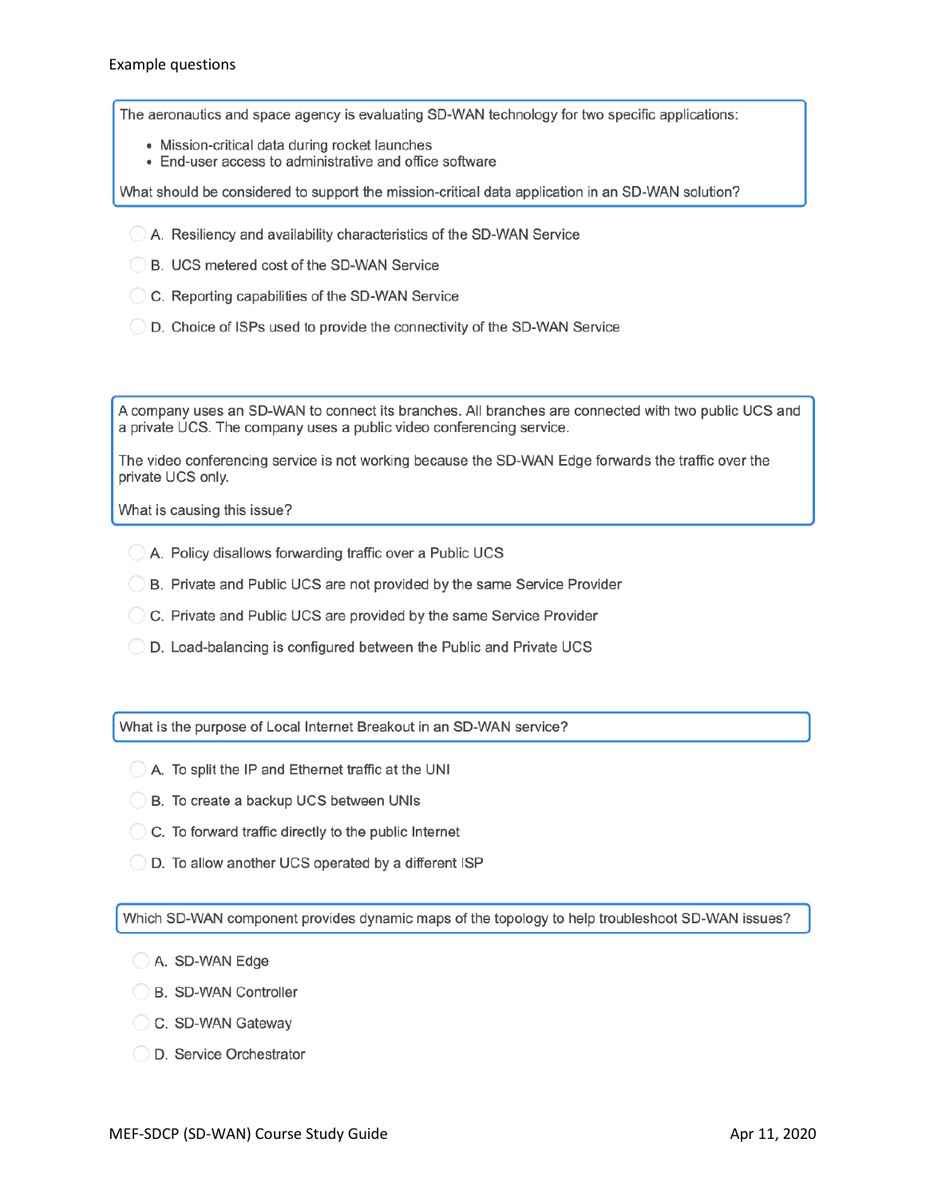Example questions

The aeronautics and space agency is evaluating SD-WAN technology for two specific applications:

- Mission-critical data during rocket launches
- End-user access to administrative and office software

What should be considered to support the mission-critical data application in an SD-WAN solution?

- A. Resiliency and availability characteristics of the SD-WAN Service
- B. UCS metered cost of the SD-WAN Service
- C. Reporting capabilities of the SD-WAN Service
- D. Choice of ISPs used to provide the connectivity of the SD-WAN Service

A company uses an SD-WAN to connect its branches. All branches are connected with two public UCS and a private UCS. The company uses a public video conferencing service.

The video conferencing service is not working because the SD-WAN Edge forwards the traffic over the private UCS only.

What is causing this issue?

- A. Policy disallows forwarding traffic over a Public UCS
- B. Private and Public UCS are not provided by the same Service Provider
- C. Private and Public UCS are provided by the same Service Provider
- D. Load-balancing is configured between the Public and Private UCS

What is the purpose of Local Internet Breakout in an SD-WAN service?

- A. To split the IP and Ethernet traffic at the UNI
- B. To create a backup UCS between UNIs
- C. To forward traffic directly to the public Internet
- D. To allow another UCS operated by a different ISP

Which SD-WAN component provides dynamic maps of the topology to help troubleshoot SD-WAN issues?

- A. SD-WAN Edge
- B. SD-WAN Controller
- C. SD-WAN Gateway
- D. Service Orchestrator